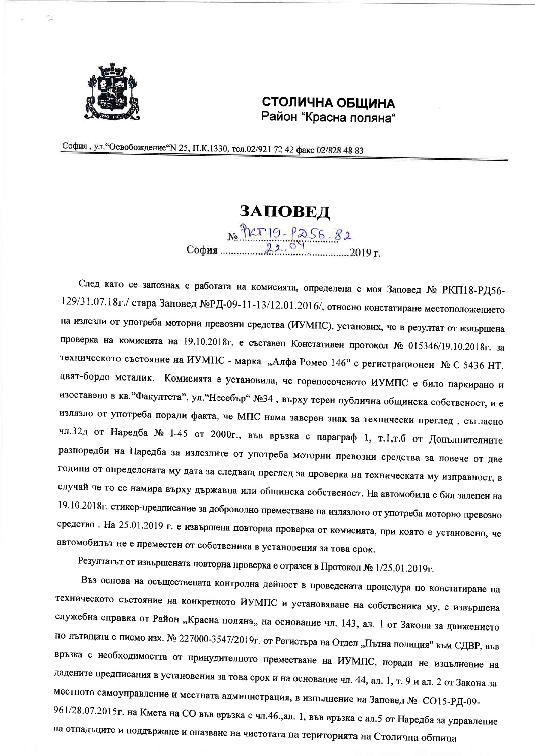**СТОЛИЧНА ОБЩИНА**
Район "Красна поляна"

София , ул."Освобождение"N 25, П.К.1330, тел.02/921 72 42 факс 02/828 48 83

# ЗАПОВЕД

№ РКП19-РД56-82

София 22.04 2019 г.

След като се запознах с работата на комисията, определена с моя Заповед № РКП18-РД56-129/31.07.18г./ стара Заповед №РД-09-11-13/12.01.2016/, относно констатиране местоположението на излезли от употреба моторни превозни средства (ИУМПС), установих, че в резултат от извършена проверка на комисията на 19.10.2018г. е съставен Констативен протокол № 015346/19.10.2018г. за техническото състояние на ИУМПС - марка „Алфа Ромео 146" с регистрационен № С 5436 НТ, цвят-бордо металик. Комисията е установила, че горепосоченото ИУМПС е било паркирано и изоставено в кв."Факултета", ул."Несебър" №34 , върху терен публична общинска собственост, и е излязло от употреба поради факта, че МПС няма заверен знак за технически преглед , съгласно чл.32д от Наредба № І-45 от 2000г., във връзка с параграф 1, т.1,т.б от Допълнителните разпоредби на Наредба за излезлите от употреба моторни превозни средства за повече от две години от определената му дата за следващ преглед за проверка на техническата му изправност, в случай че то се намира върху държавна или общинска собственост. На автомобила е бил залепен на 19.10.2018г. стикер-предписание за доброволно преместване на излязлото от употреба моторно превозно средство . На 25.01.2019 г. е извършена повторна проверка от комисията, при която е установено, че автомобилът не е преместен от собственика в установения за това срок.

Резултатът от извършената повторна проверка е отразен в Протокол № 1/25.01.2019г.

Въз основа на осъществената контролна дейност в проведената процедура по констатиране на техническото състояние на конкретното ИУМПС и установяване на собственика му, е извършена служебна справка от Район „Красна поляна„ на основание чл. 143, ал. 1 от Закона за движението по пътищата с писмо изх. № 227000-3547/2019г. от Регистъра на Отдел „Пътна полиция" към СДВР, във връзка с необходимостта от принудителното преместване на ИУМПС, поради не изпълнение на дадените предписания в установения за това срок и на основание чл. 44, ал. 1, т. 9 и ал. 2 от Закона за местното самоуправление и местната администрация, в изпълнение на Заповед № СО15-РД-09-961/28.07.2015г. на Кмета на СО във връзка с чл.46.,ал. 1, във връзка с ал.5 от Наредба за управление на отпадъците и поддържане и опазване на чистотата на територията на Столична община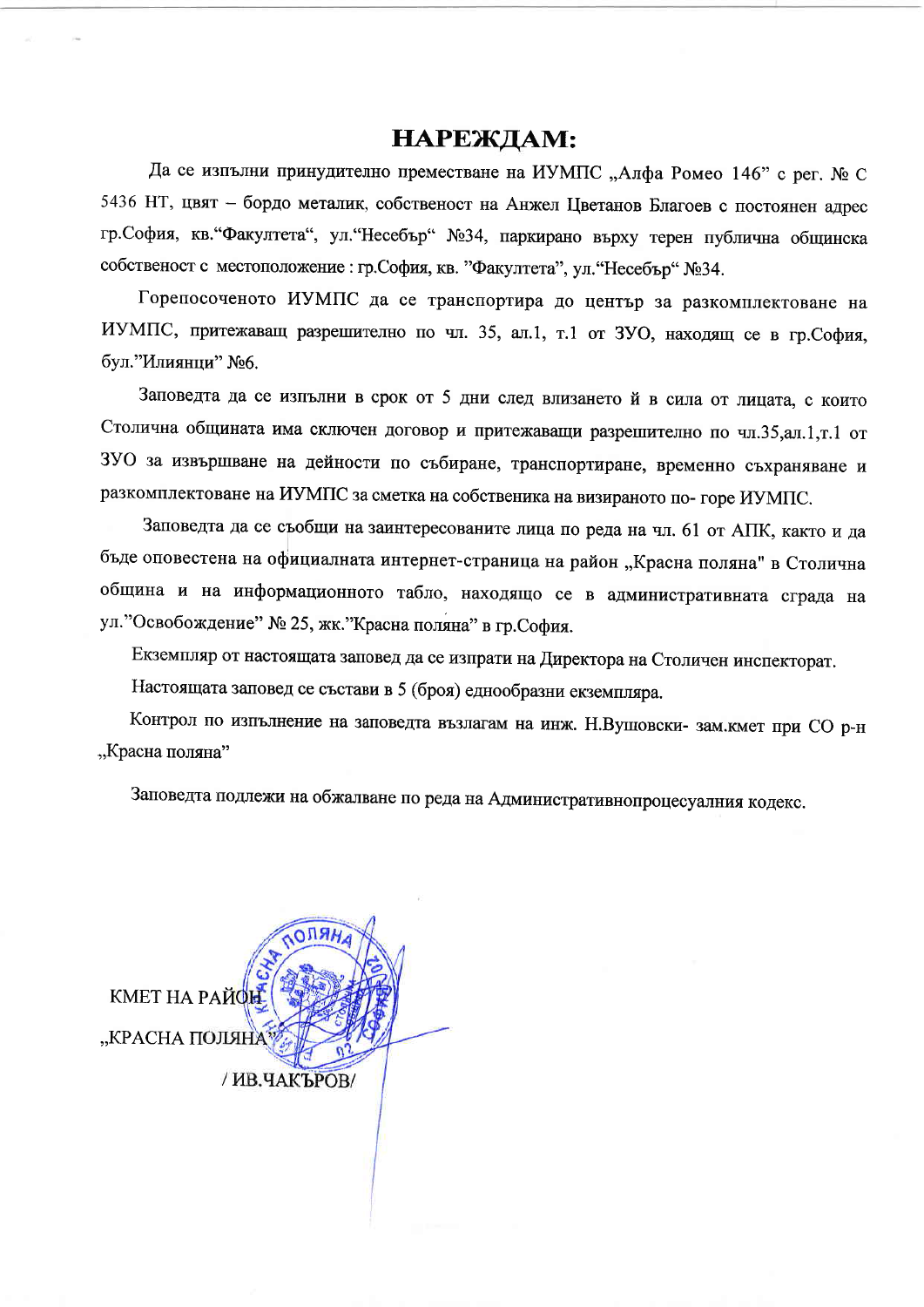# НАРЕЖДАМ:

Да се изпълни принудително преместване на ИУМПС „Алфа Ромео 146" с рег. № С 5436 НТ, цвят – бордо металик, собственост на Анжел Цветанов Благоев с постоянен адрес гр.София, кв."Факултета", ул."Несебър" №34, паркирано върху терен публична общинска собственост с местоположение : гр.София, кв. "Факултета", ул."Несебър" №34.

Горепосоченото ИУМПС да се транспортира до център за разкомплектоване на ИУМПС, притежаващ разрешително по чл. 35, ал.1, т.1 от ЗУО, находящ се в гр.София, бул."Илиянци" №6.

Заповедта да се изпълни в срок от 5 дни след влизането й в сила от лицата, с които Столична общината има сключен договор и притежаващи разрешително по чл.35,ал.1,т.1 от ЗУО за извършване на дейности по събиране, транспортиране, временно съхраняване и разкомплектоване на ИУМПС за сметка на собственика на визираното по- горе ИУМПС.

Заповедта да се съобщи на заинтересованите лица по реда на чл. 61 от АПК, както и да бъде оповестена на официалната интернет-страница на район „Красна поляна" в Столична община и на информационното табло, находящо се в административната сграда на ул."Освобождение" № 25, жк."Красна поляна" в гр.София.

Екземпляр от настоящата заповед да се изпрати на Директора на Столичен инспекторат.

Настоящата заповед се състави в 5 (броя) еднообразни екземпляра.

Контрол по изпълнение на заповедта възлагам на инж. Н.Вушовски- зам.кмет при СО р-н „Красна поляна"

Заповедта подлежи на обжалване по реда на Административнопроцесуалния кодекс.

КМЕТ НА РАЙОН

„КРАСНА ПОЛЯНА"

/ ИВ.ЧАКЪРОВ/